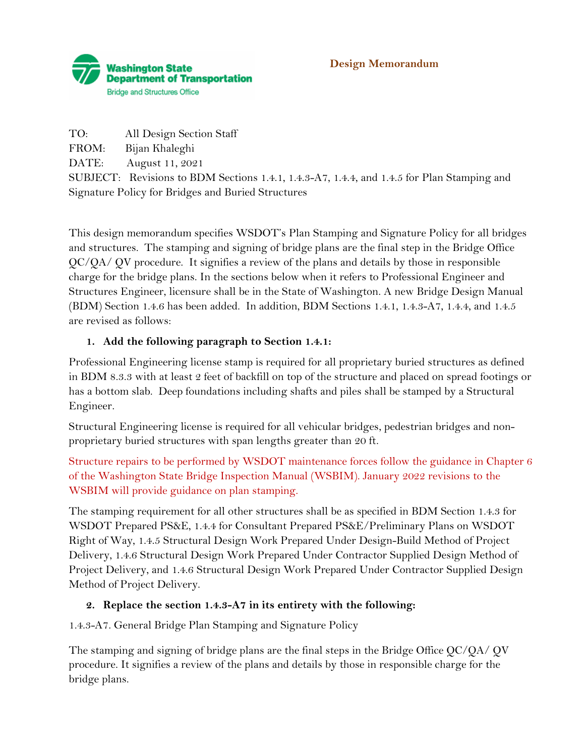Washington State Department of Transportation
Bridge and Structures Office

**Design Memorandum**

TO: All Design Section Staff
FROM: Bijan Khaleghi
DATE: August 11, 2021
SUBJECT: Revisions to BDM Sections 1.4.1, 1.4.3-A7, 1.4.4, and 1.4.5 for Plan Stamping and Signature Policy for Bridges and Buried Structures

This design memorandum specifies WSDOT's Plan Stamping and Signature Policy for all bridges and structures. The stamping and signing of bridge plans are the final step in the Bridge Office QC/QA/ QV procedure. It signifies a review of the plans and details by those in responsible charge for the bridge plans. In the sections below when it refers to Professional Engineer and Structures Engineer, licensure shall be in the State of Washington. A new Bridge Design Manual (BDM) Section 1.4.6 has been added. In addition, BDM Sections 1.4.1, 1.4.3-A7, 1.4.4, and 1.4.5 are revised as follows:

1. **Add the following paragraph to Section 1.4.1:**

Professional Engineering license stamp is required for all proprietary buried structures as defined in BDM 8.3.3 with at least 2 feet of backfill on top of the structure and placed on spread footings or has a bottom slab. Deep foundations including shafts and piles shall be stamped by a Structural Engineer.

Structural Engineering license is required for all vehicular bridges, pedestrian bridges and non-proprietary buried structures with span lengths greater than 20 ft.

Structure repairs to be performed by WSDOT maintenance forces follow the guidance in Chapter 6 of the Washington State Bridge Inspection Manual (WSBIM). January 2022 revisions to the WSBIM will provide guidance on plan stamping.

The stamping requirement for all other structures shall be as specified in BDM Section 1.4.3 for WSDOT Prepared PS&E, 1.4.4 for Consultant Prepared PS&E/Preliminary Plans on WSDOT Right of Way, 1.4.5 Structural Design Work Prepared Under Design-Build Method of Project Delivery, 1.4.6 Structural Design Work Prepared Under Contractor Supplied Design Method of Project Delivery, and 1.4.6 Structural Design Work Prepared Under Contractor Supplied Design Method of Project Delivery.

2. **Replace the section 1.4.3-A7 in its entirety with the following:**

1.4.3-A7. General Bridge Plan Stamping and Signature Policy

The stamping and signing of bridge plans are the final steps in the Bridge Office QC/QA/ QV procedure. It signifies a review of the plans and details by those in responsible charge for the bridge plans.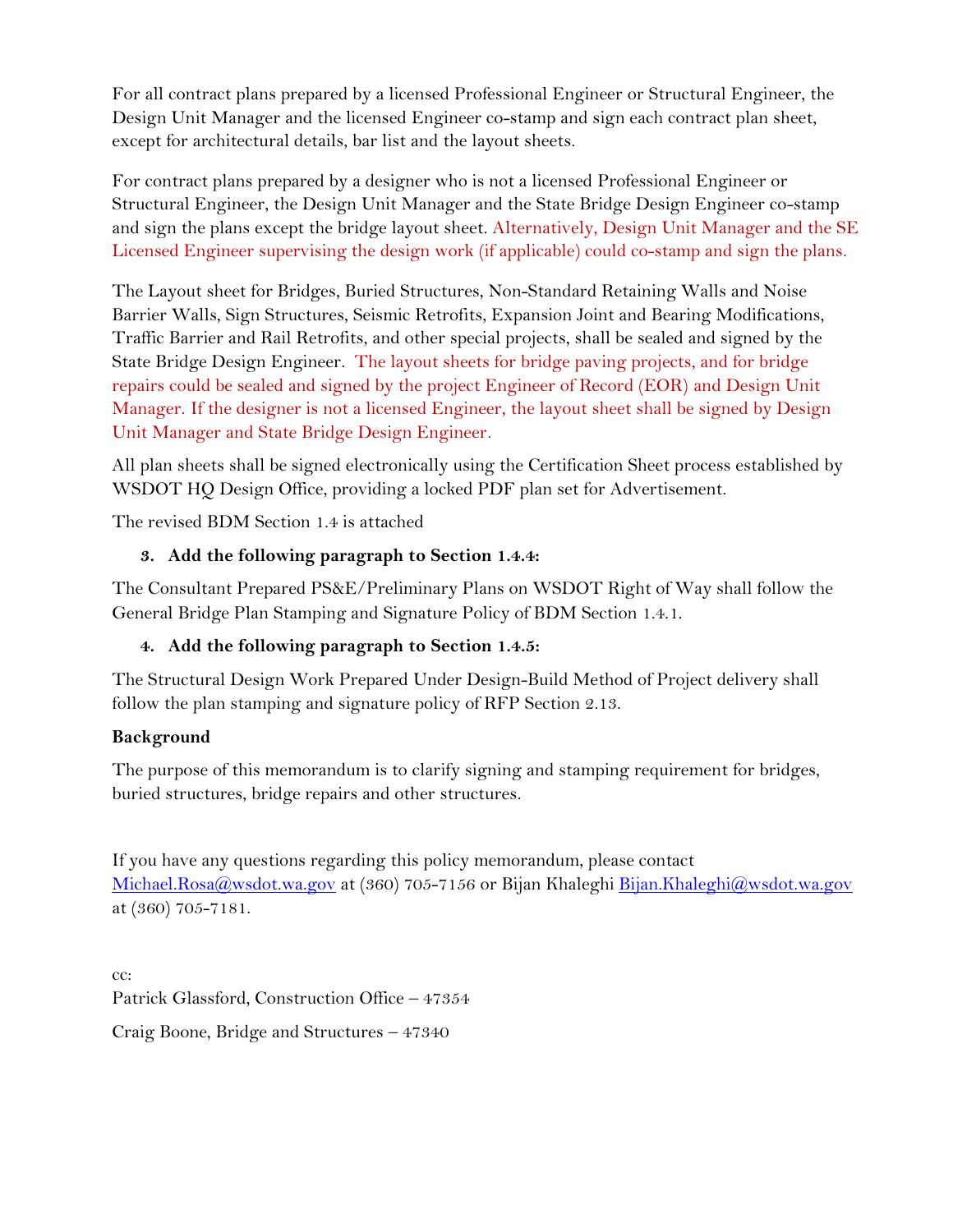For all contract plans prepared by a licensed Professional Engineer or Structural Engineer, the Design Unit Manager and the licensed Engineer co-stamp and sign each contract plan sheet, except for architectural details, bar list and the layout sheets.

For contract plans prepared by a designer who is not a licensed Professional Engineer or Structural Engineer, the Design Unit Manager and the State Bridge Design Engineer co-stamp and sign the plans except the bridge layout sheet. Alternatively, Design Unit Manager and the SE Licensed Engineer supervising the design work (if applicable) could co-stamp and sign the plans.

The Layout sheet for Bridges, Buried Structures, Non-Standard Retaining Walls and Noise Barrier Walls, Sign Structures, Seismic Retrofits, Expansion Joint and Bearing Modifications, Traffic Barrier and Rail Retrofits, and other special projects, shall be sealed and signed by the State Bridge Design Engineer. The layout sheets for bridge paving projects, and for bridge repairs could be sealed and signed by the project Engineer of Record (EOR) and Design Unit Manager. If the designer is not a licensed Engineer, the layout sheet shall be signed by Design Unit Manager and State Bridge Design Engineer.

All plan sheets shall be signed electronically using the Certification Sheet process established by WSDOT HQ Design Office, providing a locked PDF plan set for Advertisement.

The revised BDM Section 1.4 is attached

3. **Add the following paragraph to Section 1.4.4:**

The Consultant Prepared PS&E/Preliminary Plans on WSDOT Right of Way shall follow the General Bridge Plan Stamping and Signature Policy of BDM Section 1.4.1.

4. **Add the following paragraph to Section 1.4.5:**

The Structural Design Work Prepared Under Design-Build Method of Project delivery shall follow the plan stamping and signature policy of RFP Section 2.13.

**Background**

The purpose of this memorandum is to clarify signing and stamping requirement for bridges, buried structures, bridge repairs and other structures.

If you have any questions regarding this policy memorandum, please contact Michael.Rosa@wsdot.wa.gov at (360) 705-7156 or Bijan Khaleghi Bijan.Khaleghi@wsdot.wa.gov at (360) 705-7181.

cc:

Patrick Glassford, Construction Office – 47354

Craig Boone, Bridge and Structures – 47340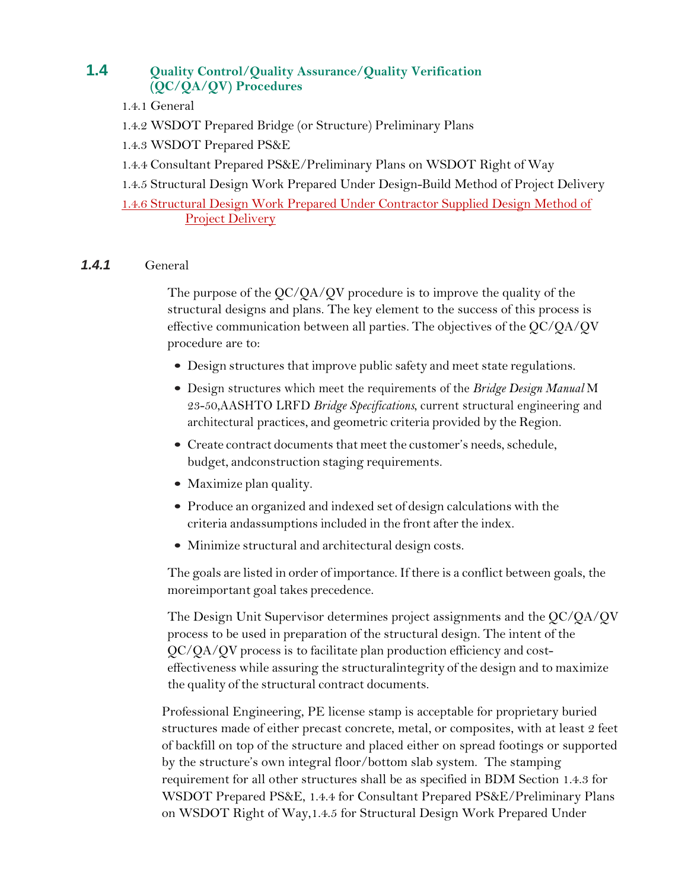## 1.4 Quality Control/Quality Assurance/Quality Verification (QC/QA/QV) Procedures

1.4.1 General

1.4.2 WSDOT Prepared Bridge (or Structure) Preliminary Plans

1.4.3 WSDOT Prepared PS&E

1.4.4 Consultant Prepared PS&E/Preliminary Plans on WSDOT Right of Way

1.4.5 Structural Design Work Prepared Under Design-Build Method of Project Delivery

1.4.6 Structural Design Work Prepared Under Contractor Supplied Design Method of Project Delivery

### *1.4.1* General

The purpose of the QC/QA/QV procedure is to improve the quality of the structural designs and plans. The key element to the success of this process is effective communication between all parties. The objectives of the QC/QA/QV procedure are to:

- Design structures that improve public safety and meet state regulations.
- Design structures which meet the requirements of the *Bridge Design Manual* M 23-50,AASHTO LRFD *Bridge Specifications*, current structural engineering and architectural practices, and geometric criteria provided by the Region.
- Create contract documents that meet the customer's needs, schedule, budget, andconstruction staging requirements.
- Maximize plan quality.
- Produce an organized and indexed set of design calculations with the criteria andassumptions included in the front after the index.
- Minimize structural and architectural design costs.

The goals are listed in order of importance. If there is a conflict between goals, the moreimportant goal takes precedence.

The Design Unit Supervisor determines project assignments and the QC/QA/QV process to be used in preparation of the structural design. The intent of the QC/QA/QV process is to facilitate plan production efficiency and cost-effectiveness while assuring the structuralintegrity of the design and to maximize the quality of the structural contract documents.

Professional Engineering, PE license stamp is acceptable for proprietary buried structures made of either precast concrete, metal, or composites, with at least 2 feet of backfill on top of the structure and placed either on spread footings or supported by the structure's own integral floor/bottom slab system. The stamping requirement for all other structures shall be as specified in BDM Section 1.4.3 for WSDOT Prepared PS&E, 1.4.4 for Consultant Prepared PS&E/Preliminary Plans on WSDOT Right of Way,1.4.5 for Structural Design Work Prepared Under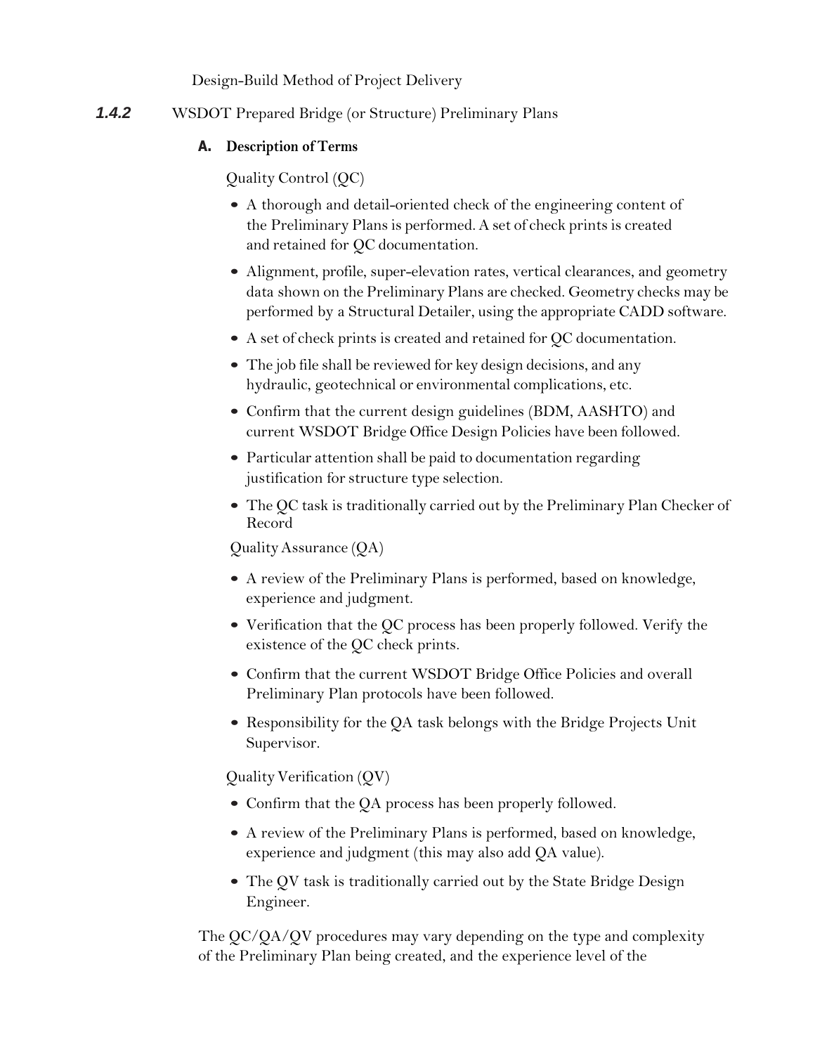Design-Build Method of Project Delivery

### 1.4.2 WSDOT Prepared Bridge (or Structure) Preliminary Plans

#### A. Description of Terms

Quality Control (QC)

- A thorough and detail-oriented check of the engineering content of the Preliminary Plans is performed. A set of check prints is created and retained for QC documentation.
- Alignment, profile, super-elevation rates, vertical clearances, and geometry data shown on the Preliminary Plans are checked. Geometry checks may be performed by a Structural Detailer, using the appropriate CADD software.
- A set of check prints is created and retained for QC documentation.
- The job file shall be reviewed for key design decisions, and any hydraulic, geotechnical or environmental complications, etc.
- Confirm that the current design guidelines (BDM, AASHTO) and current WSDOT Bridge Office Design Policies have been followed.
- Particular attention shall be paid to documentation regarding justification for structure type selection.
- The QC task is traditionally carried out by the Preliminary Plan Checker of Record

Quality Assurance (QA)

- A review of the Preliminary Plans is performed, based on knowledge, experience and judgment.
- Verification that the QC process has been properly followed. Verify the existence of the QC check prints.
- Confirm that the current WSDOT Bridge Office Policies and overall Preliminary Plan protocols have been followed.
- Responsibility for the QA task belongs with the Bridge Projects Unit Supervisor.

Quality Verification (QV)

- Confirm that the QA process has been properly followed.
- A review of the Preliminary Plans is performed, based on knowledge, experience and judgment (this may also add QA value).
- The QV task is traditionally carried out by the State Bridge Design Engineer.

The QC/QA/QV procedures may vary depending on the type and complexity of the Preliminary Plan being created, and the experience level of the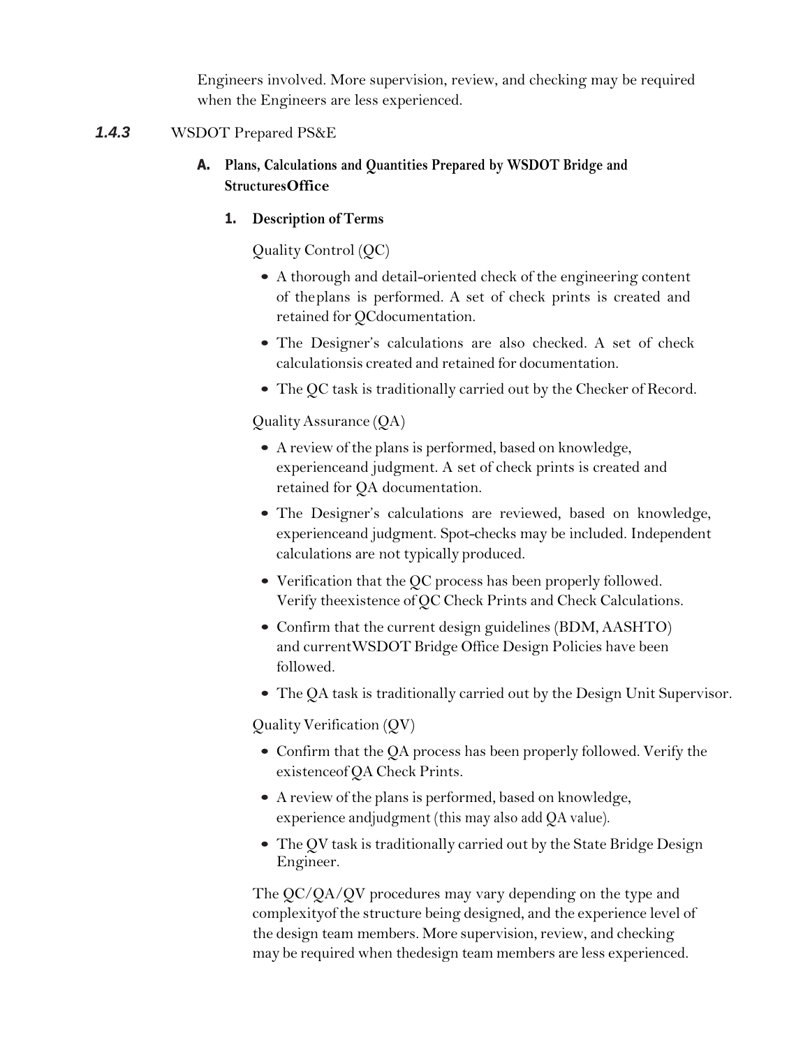Engineers involved. More supervision, review, and checking may be required when the Engineers are less experienced.

### *1.4.3* WSDOT Prepared PS&E

#### A. Plans, Calculations and Quantities Prepared by WSDOT Bridge and StructuresOffice

##### 1. Description of Terms

Quality Control (QC)

- A thorough and detail-oriented check of the engineering content of theplans is performed. A set of check prints is created and retained for QCdocumentation.
- The Designer's calculations are also checked. A set of check calculationsis created and retained for documentation.
- The QC task is traditionally carried out by the Checker of Record.

Quality Assurance (QA)

- A review of the plans is performed, based on knowledge, experienceand judgment. A set of check prints is created and retained for QA documentation.
- The Designer's calculations are reviewed, based on knowledge, experienceand judgment. Spot-checks may be included. Independent calculations are not typically produced.
- Verification that the QC process has been properly followed. Verify theexistence of QC Check Prints and Check Calculations.
- Confirm that the current design guidelines (BDM, AASHTO) and currentWSDOT Bridge Office Design Policies have been followed.
- The QA task is traditionally carried out by the Design Unit Supervisor.

Quality Verification (QV)

- Confirm that the QA process has been properly followed. Verify the existenceof QA Check Prints.
- A review of the plans is performed, based on knowledge, experience andjudgment (this may also add QA value).
- The QV task is traditionally carried out by the State Bridge Design Engineer.

The QC/QA/QV procedures may vary depending on the type and complexityof the structure being designed, and the experience level of the design team members. More supervision, review, and checking may be required when thedesign team members are less experienced.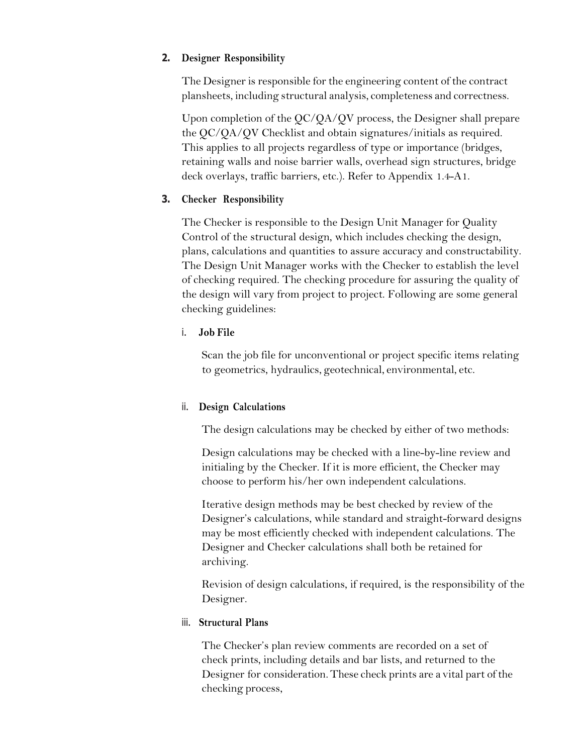2. **Designer Responsibility**

   The Designer is responsible for the engineering content of the contract plansheets, including structural analysis, completeness and correctness.

   Upon completion of the QC/QA/QV process, the Designer shall prepare the QC/QA/QV Checklist and obtain signatures/initials as required. This applies to all projects regardless of type or importance (bridges, retaining walls and noise barrier walls, overhead sign structures, bridge deck overlays, traffic barriers, etc.). Refer to Appendix 1.4-A1.

3. **Checker Responsibility**

   The Checker is responsible to the Design Unit Manager for Quality Control of the structural design, which includes checking the design, plans, calculations and quantities to assure accuracy and constructability. The Design Unit Manager works with the Checker to establish the level of checking required. The checking procedure for assuring the quality of the design will vary from project to project. Following are some general checking guidelines:

   i. **Job File**

      Scan the job file for unconventional or project specific items relating to geometrics, hydraulics, geotechnical, environmental, etc.

   ii. **Design Calculations**

      The design calculations may be checked by either of two methods:

      Design calculations may be checked with a line-by-line review and initialing by the Checker. If it is more efficient, the Checker may choose to perform his/her own independent calculations.

      Iterative design methods may be best checked by review of the Designer's calculations, while standard and straight-forward designs may be most efficiently checked with independent calculations. The Designer and Checker calculations shall both be retained for archiving.

      Revision of design calculations, if required, is the responsibility of the Designer.

   iii. **Structural Plans**

      The Checker's plan review comments are recorded on a set of check prints, including details and bar lists, and returned to the Designer for consideration. These check prints are a vital part of the checking process,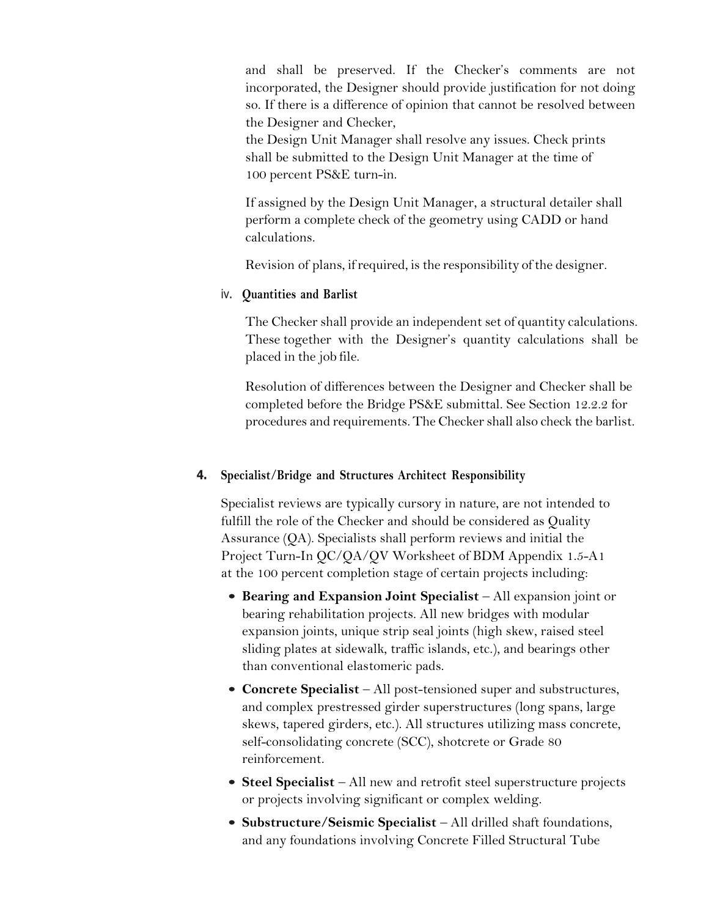and shall be preserved. If the Checker's comments are not incorporated, the Designer should provide justification for not doing so. If there is a difference of opinion that cannot be resolved between the Designer and Checker, the Design Unit Manager shall resolve any issues. Check prints shall be submitted to the Design Unit Manager at the time of 100 percent PS&E turn-in.

If assigned by the Design Unit Manager, a structural detailer shall perform a complete check of the geometry using CADD or hand calculations.

Revision of plans, if required, is the responsibility of the designer.

#### iv. Quantities and Barlist

The Checker shall provide an independent set of quantity calculations. These together with the Designer's quantity calculations shall be placed in the job file.

Resolution of differences between the Designer and Checker shall be completed before the Bridge PS&E submittal. See Section 12.2.2 for procedures and requirements. The Checker shall also check the barlist.

### 4. Specialist/Bridge and Structures Architect Responsibility

Specialist reviews are typically cursory in nature, are not intended to fulfill the role of the Checker and should be considered as Quality Assurance (QA). Specialists shall perform reviews and initial the Project Turn-In QC/QA/QV Worksheet of BDM Appendix 1.5-A1 at the 100 percent completion stage of certain projects including:

- **Bearing and Expansion Joint Specialist** – All expansion joint or bearing rehabilitation projects. All new bridges with modular expansion joints, unique strip seal joints (high skew, raised steel sliding plates at sidewalk, traffic islands, etc.), and bearings other than conventional elastomeric pads.
- **Concrete Specialist** – All post-tensioned super and substructures, and complex prestressed girder superstructures (long spans, large skews, tapered girders, etc.). All structures utilizing mass concrete, self-consolidating concrete (SCC), shotcrete or Grade 80 reinforcement.
- **Steel Specialist** – All new and retrofit steel superstructure projects or projects involving significant or complex welding.
- **Substructure/Seismic Specialist** – All drilled shaft foundations, and any foundations involving Concrete Filled Structural Tube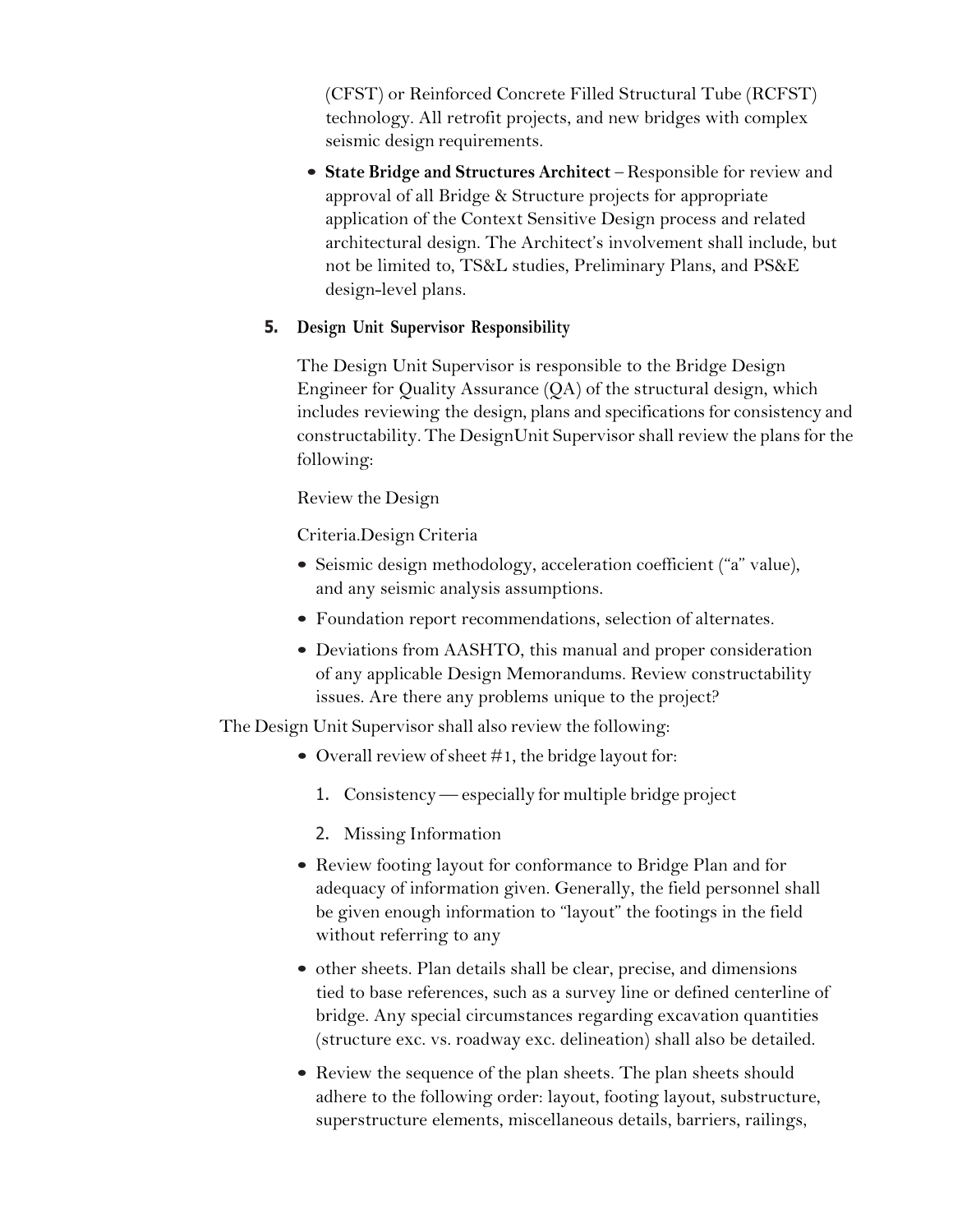(CFST) or Reinforced Concrete Filled Structural Tube (RCFST) technology. All retrofit projects, and new bridges with complex seismic design requirements.

- **State Bridge and Structures Architect** – Responsible for review and approval of all Bridge & Structure projects for appropriate application of the Context Sensitive Design process and related architectural design. The Architect's involvement shall include, but not be limited to, TS&L studies, Preliminary Plans, and PS&E design-level plans.

### 5. Design Unit Supervisor Responsibility

The Design Unit Supervisor is responsible to the Bridge Design Engineer for Quality Assurance (QA) of the structural design, which includes reviewing the design, plans and specifications for consistency and constructability. The DesignUnit Supervisor shall review the plans for the following:

Review the Design

Criteria.Design Criteria

- Seismic design methodology, acceleration coefficient ("a" value), and any seismic analysis assumptions.
- Foundation report recommendations, selection of alternates.
- Deviations from AASHTO, this manual and proper consideration of any applicable Design Memorandums. Review constructability issues. Are there any problems unique to the project?

The Design Unit Supervisor shall also review the following:

- Overall review of sheet #1, the bridge layout for:
  1. Consistency — especially for multiple bridge project
  2. Missing Information
- Review footing layout for conformance to Bridge Plan and for adequacy of information given. Generally, the field personnel shall be given enough information to "layout" the footings in the field without referring to any
- other sheets. Plan details shall be clear, precise, and dimensions tied to base references, such as a survey line or defined centerline of bridge. Any special circumstances regarding excavation quantities (structure exc. vs. roadway exc. delineation) shall also be detailed.
- Review the sequence of the plan sheets. The plan sheets should adhere to the following order: layout, footing layout, substructure, superstructure elements, miscellaneous details, barriers, railings,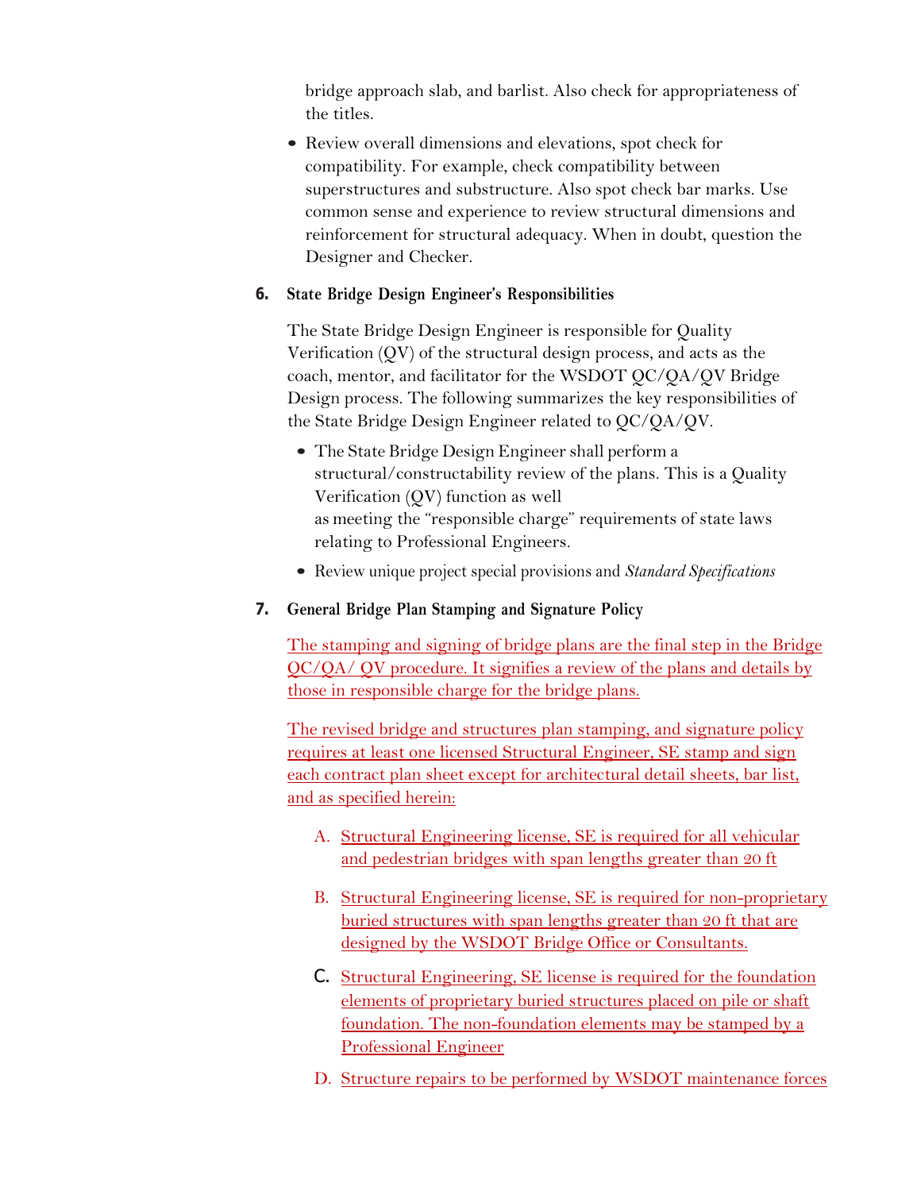bridge approach slab, and barlist. Also check for appropriateness of the titles.

- Review overall dimensions and elevations, spot check for compatibility. For example, check compatibility between superstructures and substructure. Also spot check bar marks. Use common sense and experience to review structural dimensions and reinforcement for structural adequacy. When in doubt, question the Designer and Checker.

**6. State Bridge Design Engineer's Responsibilities**

The State Bridge Design Engineer is responsible for Quality Verification (QV) of the structural design process, and acts as the coach, mentor, and facilitator for the WSDOT QC/QA/QV Bridge Design process. The following summarizes the key responsibilities of the State Bridge Design Engineer related to QC/QA/QV.

- The State Bridge Design Engineer shall perform a structural/constructability review of the plans. This is a Quality Verification (QV) function as well as meeting the "responsible charge" requirements of state laws relating to Professional Engineers.
- Review unique project special provisions and *Standard Specifications*

**7. General Bridge Plan Stamping and Signature Policy**

The stamping and signing of bridge plans are the final step in the Bridge QC/QA/ QV procedure. It signifies a review of the plans and details by those in responsible charge for the bridge plans.

The revised bridge and structures plan stamping, and signature policy requires at least one licensed Structural Engineer, SE stamp and sign each contract plan sheet except for architectural detail sheets, bar list, and as specified herein:

A. Structural Engineering license, SE is required for all vehicular and pedestrian bridges with span lengths greater than 20 ft

B. Structural Engineering license, SE is required for non-proprietary buried structures with span lengths greater than 20 ft that are designed by the WSDOT Bridge Office or Consultants.

C. Structural Engineering, SE license is required for the foundation elements of proprietary buried structures placed on pile or shaft foundation. The non-foundation elements may be stamped by a Professional Engineer

D. Structure repairs to be performed by WSDOT maintenance forces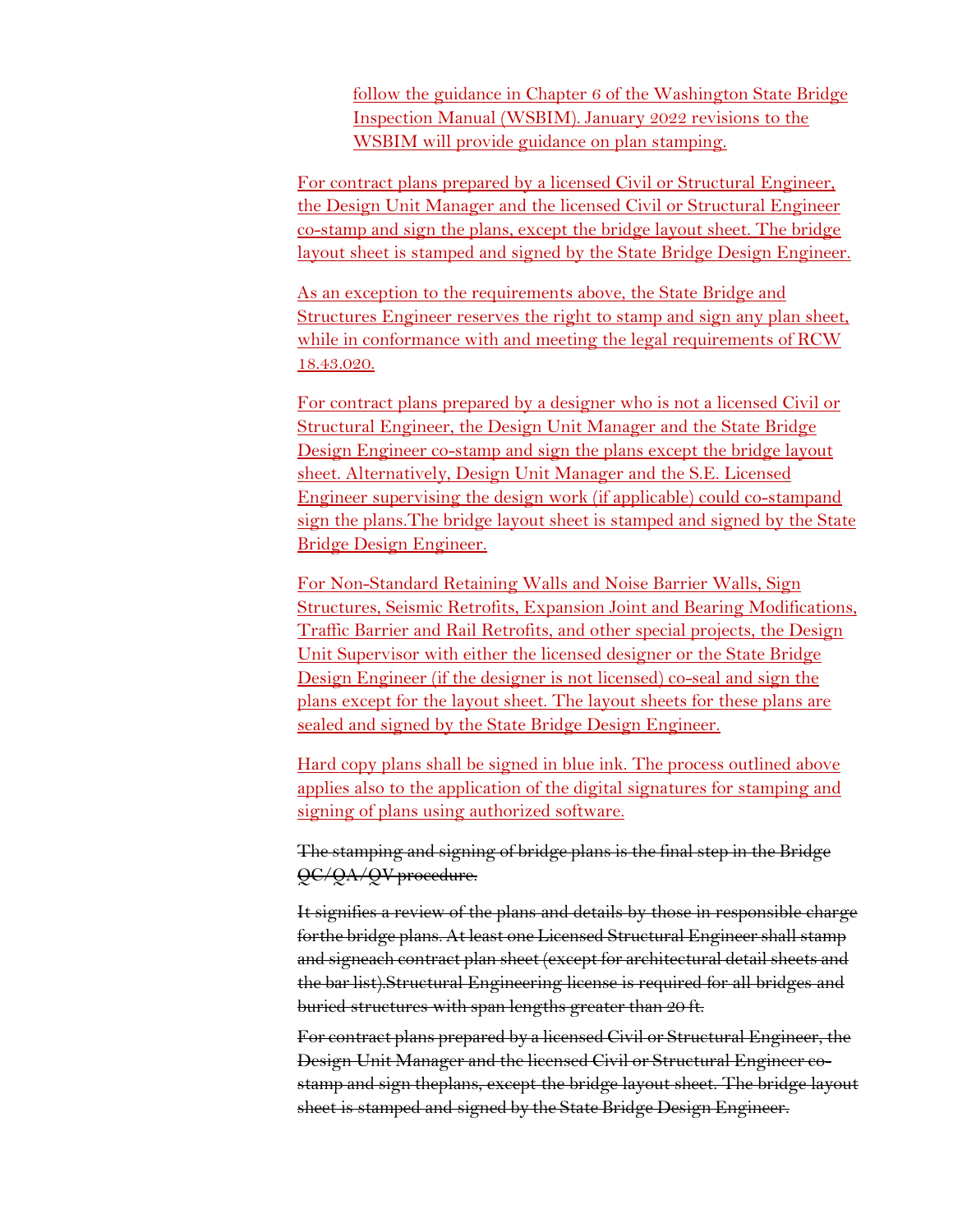follow the guidance in Chapter 6 of the Washington State Bridge Inspection Manual (WSBIM). January 2022 revisions to the WSBIM will provide guidance on plan stamping.

For contract plans prepared by a licensed Civil or Structural Engineer, the Design Unit Manager and the licensed Civil or Structural Engineer co-stamp and sign the plans, except the bridge layout sheet. The bridge layout sheet is stamped and signed by the State Bridge Design Engineer.

As an exception to the requirements above, the State Bridge and Structures Engineer reserves the right to stamp and sign any plan sheet, while in conformance with and meeting the legal requirements of RCW 18.43.020.

For contract plans prepared by a designer who is not a licensed Civil or Structural Engineer, the Design Unit Manager and the State Bridge Design Engineer co-stamp and sign the plans except the bridge layout sheet. Alternatively, Design Unit Manager and the S.E. Licensed Engineer supervising the design work (if applicable) could co-stampand sign the plans.The bridge layout sheet is stamped and signed by the State Bridge Design Engineer.

For Non-Standard Retaining Walls and Noise Barrier Walls, Sign Structures, Seismic Retrofits, Expansion Joint and Bearing Modifications, Traffic Barrier and Rail Retrofits, and other special projects, the Design Unit Supervisor with either the licensed designer or the State Bridge Design Engineer (if the designer is not licensed) co-seal and sign the plans except for the layout sheet. The layout sheets for these plans are sealed and signed by the State Bridge Design Engineer.

Hard copy plans shall be signed in blue ink. The process outlined above applies also to the application of the digital signatures for stamping and signing of plans using authorized software.

~~The stamping and signing of bridge plans is the final step in the Bridge QC/QA/QV procedure.~~

~~It signifies a review of the plans and details by those in responsible charge forthe bridge plans. At least one Licensed Structural Engineer shall stamp and signeach contract plan sheet (except for architectural detail sheets and the bar list).Structural Engineering license is required for all bridges and buried structures with span lengths greater than 20 ft.~~

~~For contract plans prepared by a licensed Civil or Structural Engineer, the Design Unit Manager and the licensed Civil or Structural Engineer co-stamp and sign theplans, except the bridge layout sheet. The bridge layout sheet is stamped and signed by the State Bridge Design Engineer.~~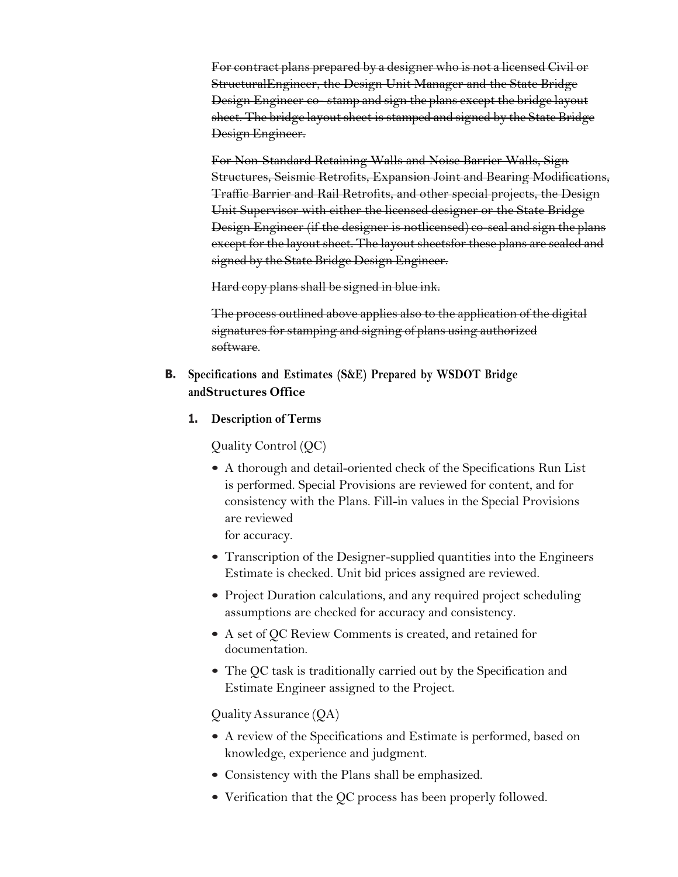~~For contract plans prepared by a designer who is not a licensed Civil or StructuralEngineer, the Design Unit Manager and the State Bridge Design Engineer co- stamp and sign the plans except the bridge layout sheet. The bridge layout sheet is stamped and signed by the State Bridge Design Engineer.~~

~~For Non-Standard Retaining Walls and Noise Barrier Walls, Sign Structures, Seismic Retrofits, Expansion Joint and Bearing Modifications, Traffic Barrier and Rail Retrofits, and other special projects, the Design Unit Supervisor with either the licensed designer or the State Bridge Design Engineer (if the designer is notlicensed) co-seal and sign the plans except for the layout sheet. The layout sheetsfor these plans are sealed and signed by the State Bridge Design Engineer.~~

~~Hard copy plans shall be signed in blue ink.~~

~~The process outlined above applies also to the application of the digital signatures for stamping and signing of plans using authorized software~~.

### B. Specifications and Estimates (S&E) Prepared by WSDOT Bridge andStructures Office

#### 1. Description of Terms

Quality Control (QC)

- A thorough and detail-oriented check of the Specifications Run List is performed. Special Provisions are reviewed for content, and for consistency with the Plans. Fill-in values in the Special Provisions are reviewed for accuracy.
- Transcription of the Designer-supplied quantities into the Engineers Estimate is checked. Unit bid prices assigned are reviewed.
- Project Duration calculations, and any required project scheduling assumptions are checked for accuracy and consistency.
- A set of QC Review Comments is created, and retained for documentation.
- The QC task is traditionally carried out by the Specification and Estimate Engineer assigned to the Project.

Quality Assurance (QA)

- A review of the Specifications and Estimate is performed, based on knowledge, experience and judgment.
- Consistency with the Plans shall be emphasized.
- Verification that the QC process has been properly followed.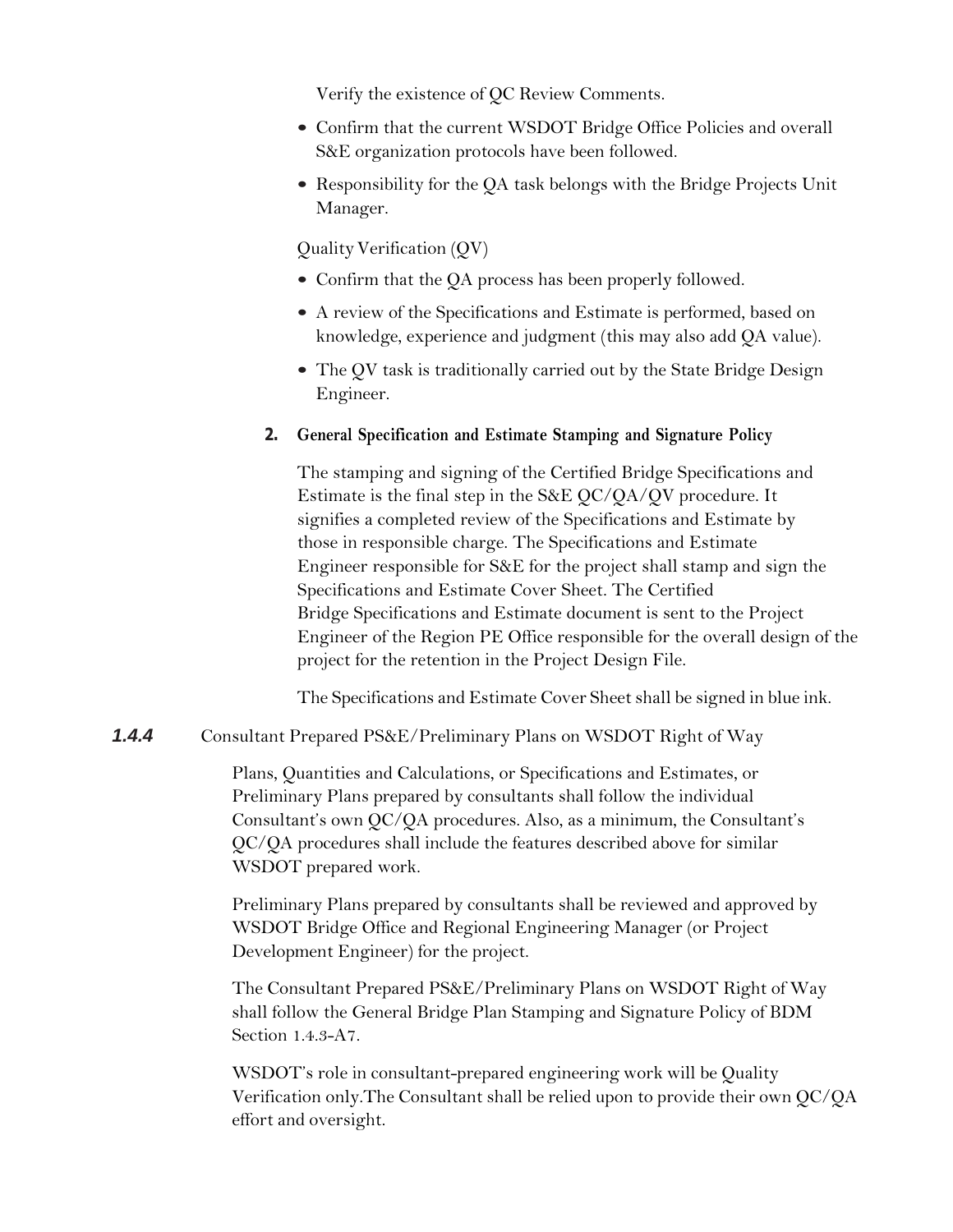Verify the existence of QC Review Comments.

- Confirm that the current WSDOT Bridge Office Policies and overall S&E organization protocols have been followed.
- Responsibility for the QA task belongs with the Bridge Projects Unit Manager.

Quality Verification (QV)

- Confirm that the QA process has been properly followed.
- A review of the Specifications and Estimate is performed, based on knowledge, experience and judgment (this may also add QA value).
- The QV task is traditionally carried out by the State Bridge Design Engineer.

**2. General Specification and Estimate Stamping and Signature Policy**

The stamping and signing of the Certified Bridge Specifications and Estimate is the final step in the S&E QC/QA/QV procedure. It signifies a completed review of the Specifications and Estimate by those in responsible charge. The Specifications and Estimate Engineer responsible for S&E for the project shall stamp and sign the Specifications and Estimate Cover Sheet. The Certified Bridge Specifications and Estimate document is sent to the Project Engineer of the Region PE Office responsible for the overall design of the project for the retention in the Project Design File.

The Specifications and Estimate Cover Sheet shall be signed in blue ink.

### *1.4.4* Consultant Prepared PS&E/Preliminary Plans on WSDOT Right of Way

Plans, Quantities and Calculations, or Specifications and Estimates, or Preliminary Plans prepared by consultants shall follow the individual Consultant's own QC/QA procedures. Also, as a minimum, the Consultant's QC/QA procedures shall include the features described above for similar WSDOT prepared work.

Preliminary Plans prepared by consultants shall be reviewed and approved by WSDOT Bridge Office and Regional Engineering Manager (or Project Development Engineer) for the project.

The Consultant Prepared PS&E/Preliminary Plans on WSDOT Right of Way shall follow the General Bridge Plan Stamping and Signature Policy of BDM Section 1.4.3-A7.

WSDOT's role in consultant-prepared engineering work will be Quality Verification only.The Consultant shall be relied upon to provide their own QC/QA effort and oversight.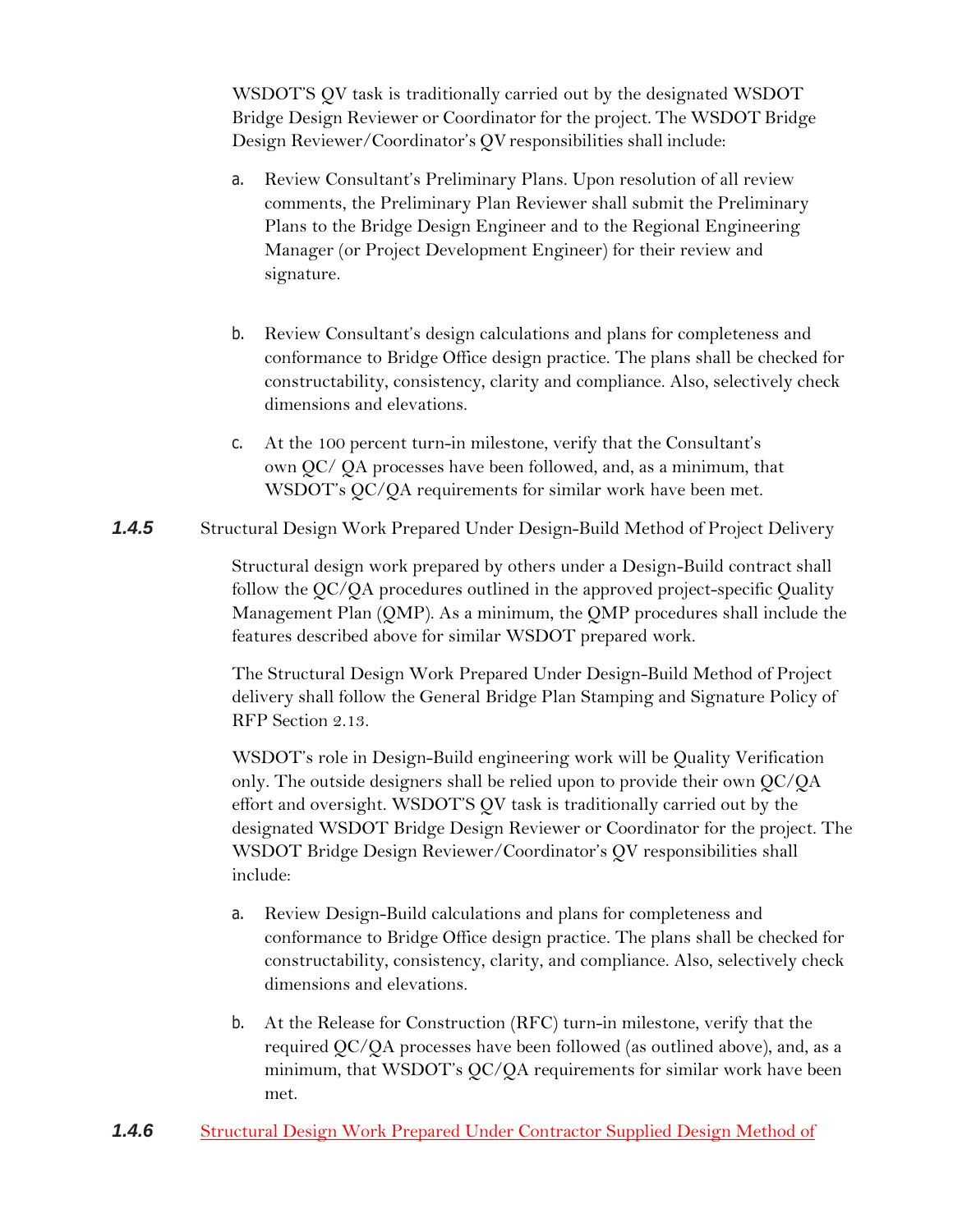WSDOT'S QV task is traditionally carried out by the designated WSDOT Bridge Design Reviewer or Coordinator for the project. The WSDOT Bridge Design Reviewer/Coordinator's QV responsibilities shall include:

a. Review Consultant's Preliminary Plans. Upon resolution of all review comments, the Preliminary Plan Reviewer shall submit the Preliminary Plans to the Bridge Design Engineer and to the Regional Engineering Manager (or Project Development Engineer) for their review and signature.

b. Review Consultant's design calculations and plans for completeness and conformance to Bridge Office design practice. The plans shall be checked for constructability, consistency, clarity and compliance. Also, selectively check dimensions and elevations.

c. At the 100 percent turn-in milestone, verify that the Consultant's own QC/ QA processes have been followed, and, as a minimum, that WSDOT's QC/QA requirements for similar work have been met.

### *1.4.5* Structural Design Work Prepared Under Design-Build Method of Project Delivery

Structural design work prepared by others under a Design-Build contract shall follow the QC/QA procedures outlined in the approved project-specific Quality Management Plan (QMP). As a minimum, the QMP procedures shall include the features described above for similar WSDOT prepared work.

The Structural Design Work Prepared Under Design-Build Method of Project delivery shall follow the General Bridge Plan Stamping and Signature Policy of RFP Section 2.13.

WSDOT's role in Design-Build engineering work will be Quality Verification only. The outside designers shall be relied upon to provide their own QC/QA effort and oversight. WSDOT'S QV task is traditionally carried out by the designated WSDOT Bridge Design Reviewer or Coordinator for the project. The WSDOT Bridge Design Reviewer/Coordinator's QV responsibilities shall include:

a. Review Design-Build calculations and plans for completeness and conformance to Bridge Office design practice. The plans shall be checked for constructability, consistency, clarity, and compliance. Also, selectively check dimensions and elevations.

b. At the Release for Construction (RFC) turn-in milestone, verify that the required QC/QA processes have been followed (as outlined above), and, as a minimum, that WSDOT's QC/QA requirements for similar work have been met.

### *1.4.6* Structural Design Work Prepared Under Contractor Supplied Design Method of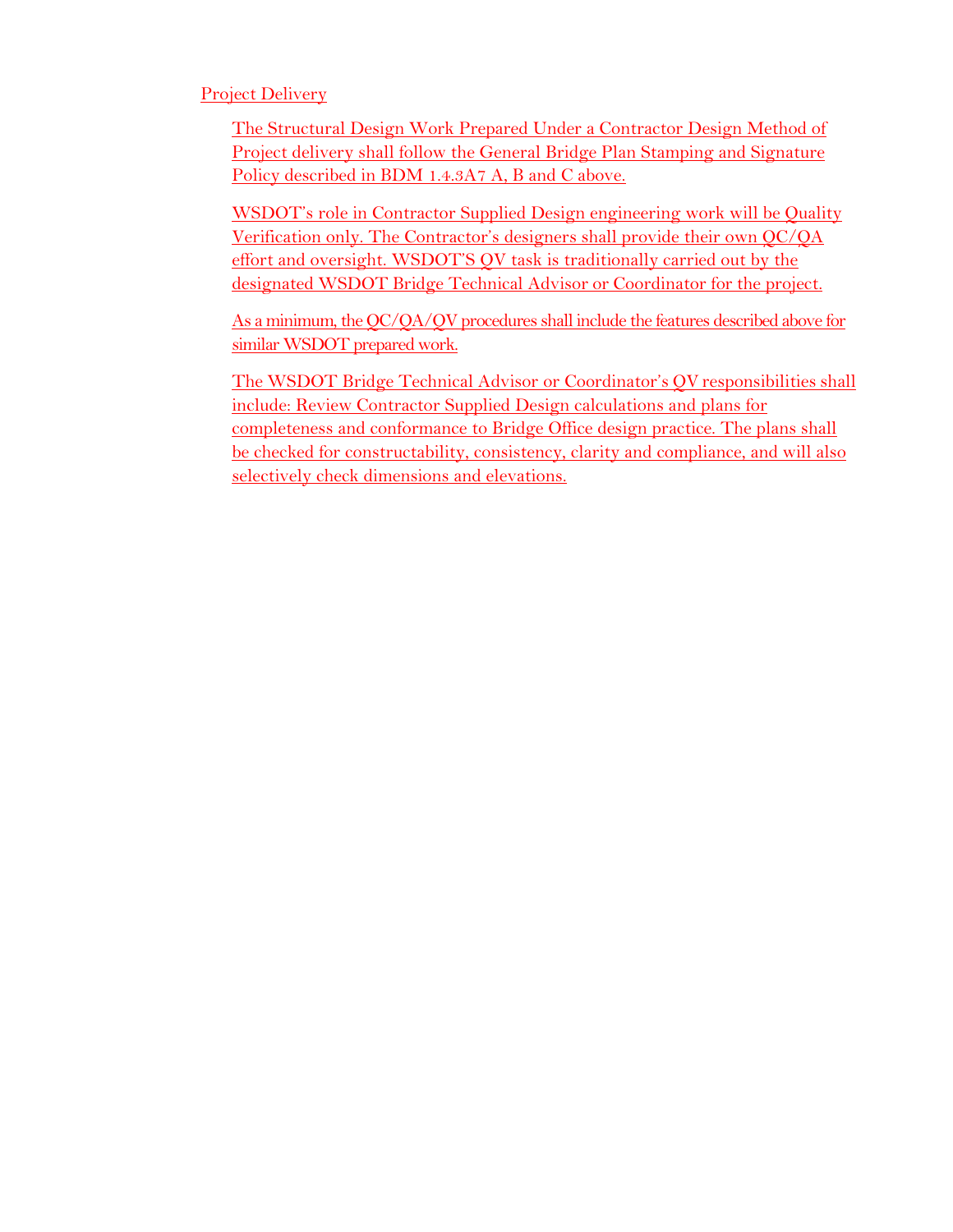Project Delivery

The Structural Design Work Prepared Under a Contractor Design Method of Project delivery shall follow the General Bridge Plan Stamping and Signature Policy described in BDM 1.4.3A7 A, B and C above.

WSDOT's role in Contractor Supplied Design engineering work will be Quality Verification only. The Contractor's designers shall provide their own QC/QA effort and oversight. WSDOT'S QV task is traditionally carried out by the designated WSDOT Bridge Technical Advisor or Coordinator for the project.

As a minimum, the QC/QA/QV procedures shall include the features described above for similar WSDOT prepared work.

The WSDOT Bridge Technical Advisor or Coordinator's QV responsibilities shall include: Review Contractor Supplied Design calculations and plans for completeness and conformance to Bridge Office design practice. The plans shall be checked for constructability, consistency, clarity and compliance, and will also selectively check dimensions and elevations.